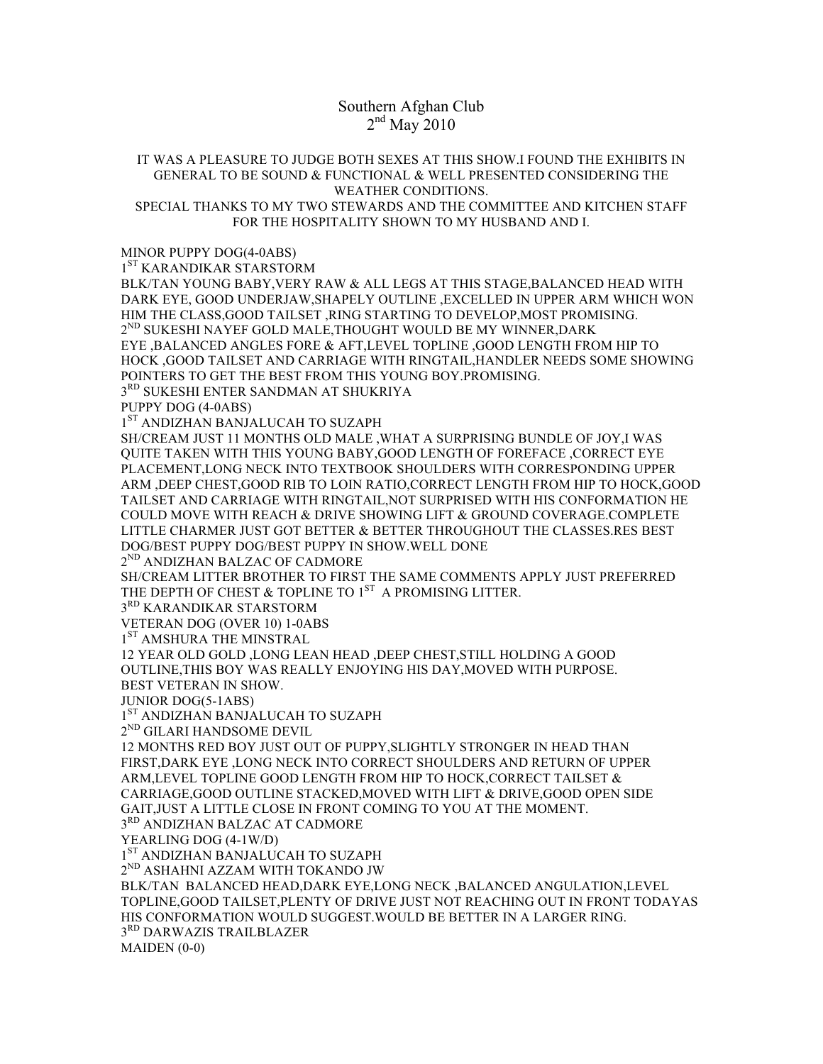# Southern Afghan Club
## 2nd May 2010

IT WAS A PLEASURE TO JUDGE BOTH SEXES AT THIS SHOW.I FOUND THE EXHIBITS IN GENERAL TO BE SOUND & FUNCTIONAL & WELL PRESENTED CONSIDERING THE WEATHER CONDITIONS.
SPECIAL THANKS TO MY TWO STEWARDS AND THE COMMITTEE AND KITCHEN STAFF FOR THE HOSPITALITY SHOWN TO MY HUSBAND AND I.

MINOR PUPPY DOG(4-0ABS)
1ST KARANDIKAR STARSTORM
BLK/TAN YOUNG BABY,VERY RAW & ALL LEGS AT THIS STAGE,BALANCED HEAD WITH DARK EYE, GOOD UNDERJAW,SHAPELY OUTLINE ,EXCELLED IN UPPER ARM WHICH WON HIM THE CLASS,GOOD TAILSET ,RING STARTING TO DEVELOP,MOST PROMISING.
2ND SUKESHI NAYEF GOLD MALE,THOUGHT WOULD BE MY WINNER,DARK EYE ,BALANCED ANGLES FORE & AFT,LEVEL TOPLINE ,GOOD LENGTH FROM HIP TO HOCK ,GOOD TAILSET AND CARRIAGE WITH RINGTAIL,HANDLER NEEDS SOME SHOWING POINTERS TO GET THE BEST FROM THIS YOUNG BOY.PROMISING.
3RD SUKESHI ENTER SANDMAN AT SHUKRIYA
PUPPY DOG (4-0ABS)
1ST ANDIZHAN BANJALUCAH TO SUZAPH
SH/CREAM JUST 11 MONTHS OLD MALE ,WHAT A SURPRISING BUNDLE OF JOY,I WAS QUITE TAKEN WITH THIS YOUNG BABY,GOOD LENGTH OF FOREFACE ,CORRECT EYE PLACEMENT,LONG NECK INTO TEXTBOOK SHOULDERS WITH CORRESPONDING UPPER ARM ,DEEP CHEST,GOOD RIB TO LOIN RATIO,CORRECT LENGTH FROM HIP TO HOCK,GOOD TAILSET AND CARRIAGE WITH RINGTAIL,NOT SURPRISED WITH HIS CONFORMATION HE COULD MOVE WITH REACH & DRIVE SHOWING LIFT & GROUND COVERAGE.COMPLETE LITTLE CHARMER JUST GOT BETTER & BETTER THROUGHOUT THE CLASSES.RES BEST DOG/BEST PUPPY DOG/BEST PUPPY IN SHOW.WELL DONE
2ND ANDIZHAN BALZAC OF CADMORE
SH/CREAM LITTER BROTHER TO FIRST THE SAME COMMENTS APPLY JUST PREFERRED THE DEPTH OF CHEST & TOPLINE TO 1ST A PROMISING LITTER.
3RD KARANDIKAR STARSTORM
VETERAN DOG (OVER 10) 1-0ABS
1ST AMSHURA THE MINSTRAL
12 YEAR OLD GOLD ,LONG LEAN HEAD ,DEEP CHEST,STILL HOLDING A GOOD OUTLINE,THIS BOY WAS REALLY ENJOYING HIS DAY,MOVED WITH PURPOSE.
BEST VETERAN IN SHOW.
JUNIOR DOG(5-1ABS)
1ST ANDIZHAN BANJALUCAH TO SUZAPH
2ND GILARI HANDSOME DEVIL
12 MONTHS RED BOY JUST OUT OF PUPPY,SLIGHTLY STRONGER IN HEAD THAN FIRST,DARK EYE ,LONG NECK INTO CORRECT SHOULDERS AND RETURN OF UPPER ARM,LEVEL TOPLINE GOOD LENGTH FROM HIP TO HOCK,CORRECT TAILSET & CARRIAGE,GOOD OUTLINE STACKED,MOVED WITH LIFT & DRIVE,GOOD OPEN SIDE GAIT,JUST A LITTLE CLOSE IN FRONT COMING TO YOU AT THE MOMENT.
3RD ANDIZHAN BALZAC AT CADMORE
YEARLING DOG (4-1W/D)
1ST ANDIZHAN BANJALUCAH TO SUZAPH
2ND ASHAHNI AZZAM WITH TOKANDO JW
BLK/TAN BALANCED HEAD,DARK EYE,LONG NECK ,BALANCED ANGULATION,LEVEL TOPLINE,GOOD TAILSET,PLENTY OF DRIVE JUST NOT REACHING OUT IN FRONT TODAYAS HIS CONFORMATION WOULD SUGGEST.WOULD BE BETTER IN A LARGER RING.
3RD DARWAZIS TRAILBLAZER
MAIDEN (0-0)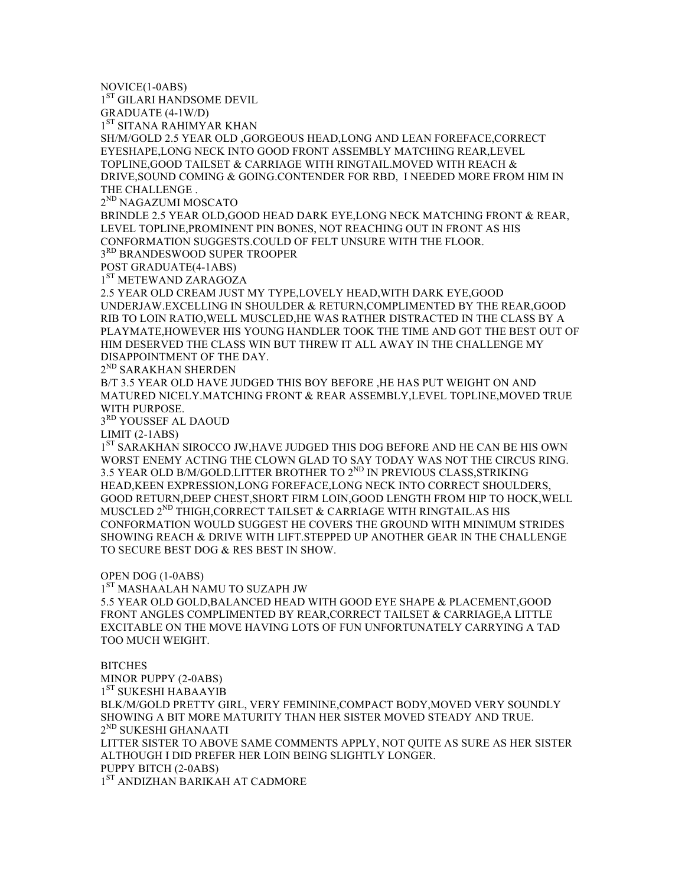NOVICE(1-0ABS)

1ST GILARI HANDSOME DEVIL

GRADUATE (4-1W/D)

1ST SITANA RAHIMYAR KHAN

SH/M/GOLD 2.5 YEAR OLD ,GORGEOUS HEAD,LONG AND LEAN FOREFACE,CORRECT EYESHAPE,LONG NECK INTO GOOD FRONT ASSEMBLY MATCHING REAR,LEVEL TOPLINE,GOOD TAILSET & CARRIAGE WITH RINGTAIL.MOVED WITH REACH & DRIVE,SOUND COMING & GOING.CONTENDER FOR RBD, I NEEDED MORE FROM HIM IN THE CHALLENGE .

2ND NAGAZUMI MOSCATO

BRINDLE 2.5 YEAR OLD,GOOD HEAD DARK EYE,LONG NECK MATCHING FRONT & REAR, LEVEL TOPLINE,PROMINENT PIN BONES, NOT REACHING OUT IN FRONT AS HIS CONFORMATION SUGGESTS.COULD OF FELT UNSURE WITH THE FLOOR.

3RD BRANDESWOOD SUPER TROOPER

POST GRADUATE(4-1ABS)

1ST METEWAND ZARAGOZA

2.5 YEAR OLD CREAM JUST MY TYPE,LOVELY HEAD,WITH DARK EYE,GOOD UNDERJAW.EXCELLING IN SHOULDER & RETURN,COMPLIMENTED BY THE REAR,GOOD RIB TO LOIN RATIO,WELL MUSCLED,HE WAS RATHER DISTRACTED IN THE CLASS BY A PLAYMATE,HOWEVER HIS YOUNG HANDLER TOOK THE TIME AND GOT THE BEST OUT OF HIM DESERVED THE CLASS WIN BUT THREW IT ALL AWAY IN THE CHALLENGE MY DISAPPOINTMENT OF THE DAY.

2ND SARAKHAN SHERDEN

B/T 3.5 YEAR OLD HAVE JUDGED THIS BOY BEFORE ,HE HAS PUT WEIGHT ON AND MATURED NICELY.MATCHING FRONT & REAR ASSEMBLY,LEVEL TOPLINE,MOVED TRUE WITH PURPOSE.

3RD YOUSSEF AL DAOUD

LIMIT (2-1ABS)

1ST SARAKHAN SIROCCO JW,HAVE JUDGED THIS DOG BEFORE AND HE CAN BE HIS OWN WORST ENEMY ACTING THE CLOWN GLAD TO SAY TODAY WAS NOT THE CIRCUS RING. 3.5 YEAR OLD B/M/GOLD.LITTER BROTHER TO 2ND IN PREVIOUS CLASS,STRIKING HEAD,KEEN EXPRESSION,LONG FOREFACE,LONG NECK INTO CORRECT SHOULDERS, GOOD RETURN,DEEP CHEST,SHORT FIRM LOIN,GOOD LENGTH FROM HIP TO HOCK,WELL MUSCLED 2ND THIGH,CORRECT TAILSET & CARRIAGE WITH RINGTAIL.AS HIS CONFORMATION WOULD SUGGEST HE COVERS THE GROUND WITH MINIMUM STRIDES SHOWING REACH & DRIVE WITH LIFT.STEPPED UP ANOTHER GEAR IN THE CHALLENGE TO SECURE BEST DOG & RES BEST IN SHOW.

OPEN DOG (1-0ABS)

1ST MASHAALAH NAMU TO SUZAPH JW

5.5 YEAR OLD GOLD,BALANCED HEAD WITH GOOD EYE SHAPE & PLACEMENT,GOOD FRONT ANGLES COMPLIMENTED BY REAR,CORRECT TAILSET & CARRIAGE,A LITTLE EXCITABLE ON THE MOVE HAVING LOTS OF FUN UNFORTUNATELY CARRYING A TAD TOO MUCH WEIGHT.

BITCHES

MINOR PUPPY (2-0ABS)

1ST SUKESHI HABAAYIB

BLK/M/GOLD PRETTY GIRL, VERY FEMININE,COMPACT BODY,MOVED VERY SOUNDLY SHOWING A BIT MORE MATURITY THAN HER SISTER MOVED STEADY AND TRUE.

2ND SUKESHI GHANAATI

LITTER SISTER TO ABOVE SAME COMMENTS APPLY, NOT QUITE AS SURE AS HER SISTER ALTHOUGH I DID PREFER HER LOIN BEING SLIGHTLY LONGER.

PUPPY BITCH (2-0ABS)

1ST ANDIZHAN BARIKAH AT CADMORE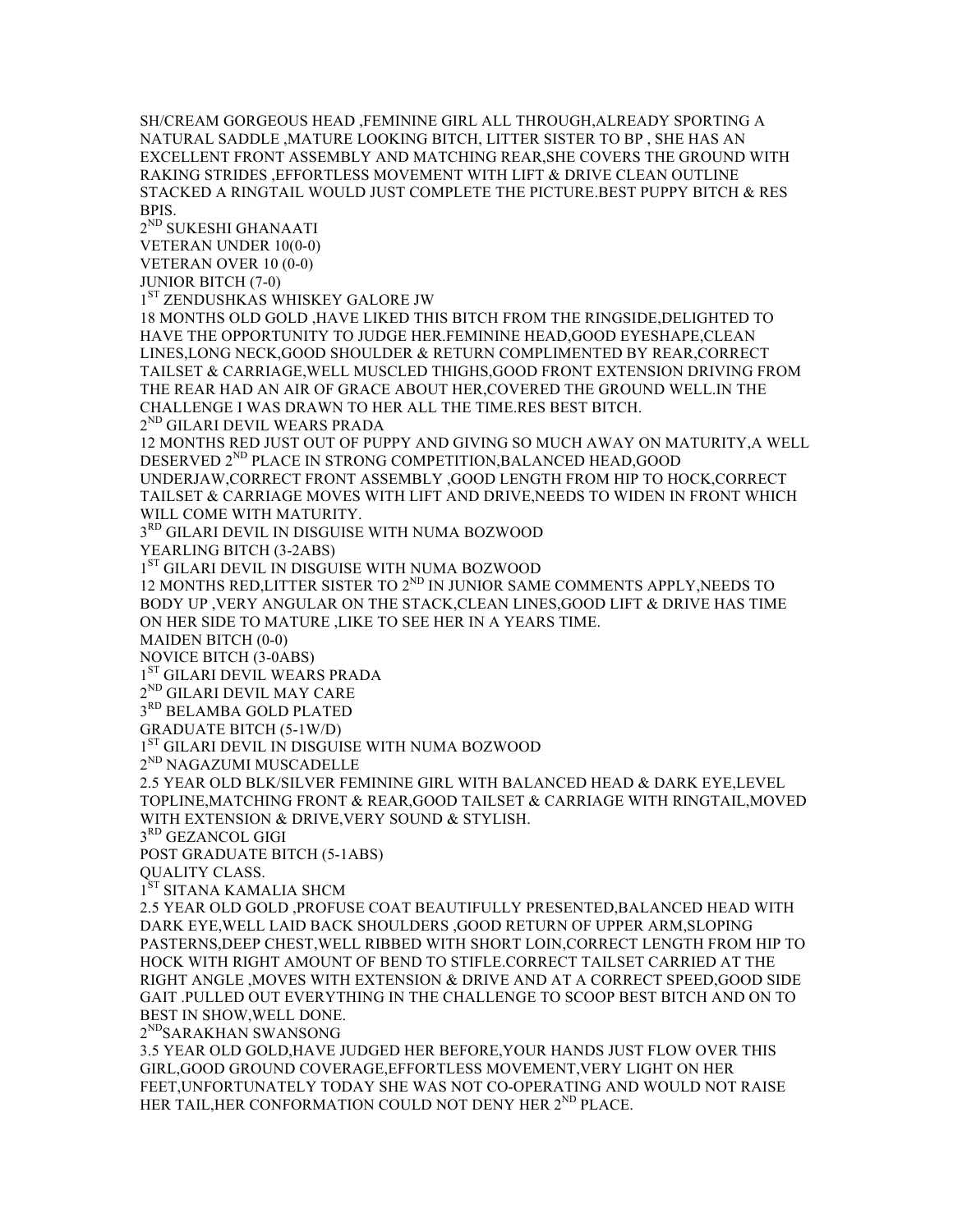SH/CREAM GORGEOUS HEAD ,FEMININE GIRL ALL THROUGH,ALREADY SPORTING A NATURAL SADDLE ,MATURE LOOKING BITCH, LITTER SISTER TO BP , SHE HAS AN EXCELLENT FRONT ASSEMBLY AND MATCHING REAR,SHE COVERS THE GROUND WITH RAKING STRIDES ,EFFORTLESS MOVEMENT WITH LIFT & DRIVE CLEAN OUTLINE STACKED A RINGTAIL WOULD JUST COMPLETE THE PICTURE.BEST PUPPY BITCH & RES BPIS.

2ND SUKESHI GHANAATI

VETERAN UNDER 10(0-0)

VETERAN OVER 10 (0-0)

JUNIOR BITCH (7-0)

1ST ZENDUSHKAS WHISKEY GALORE JW

18 MONTHS OLD GOLD ,HAVE LIKED THIS BITCH FROM THE RINGSIDE,DELIGHTED TO HAVE THE OPPORTUNITY TO JUDGE HER.FEMININE HEAD,GOOD EYESHAPE,CLEAN LINES,LONG NECK,GOOD SHOULDER & RETURN COMPLIMENTED BY REAR,CORRECT TAILSET & CARRIAGE,WELL MUSCLED THIGHS,GOOD FRONT EXTENSION DRIVING FROM THE REAR HAD AN AIR OF GRACE ABOUT HER,COVERED THE GROUND WELL.IN THE CHALLENGE I WAS DRAWN TO HER ALL THE TIME.RES BEST BITCH.

2ND GILARI DEVIL WEARS PRADA

12 MONTHS RED JUST OUT OF PUPPY AND GIVING SO MUCH AWAY ON MATURITY,A WELL DESERVED 2ND PLACE IN STRONG COMPETITION,BALANCED HEAD,GOOD UNDERJAW,CORRECT FRONT ASSEMBLY ,GOOD LENGTH FROM HIP TO HOCK,CORRECT TAILSET & CARRIAGE MOVES WITH LIFT AND DRIVE,NEEDS TO WIDEN IN FRONT WHICH WILL COME WITH MATURITY.

3RD GILARI DEVIL IN DISGUISE WITH NUMA BOZWOOD

YEARLING BITCH (3-2ABS)

1ST GILARI DEVIL IN DISGUISE WITH NUMA BOZWOOD

12 MONTHS RED,LITTER SISTER TO 2ND IN JUNIOR SAME COMMENTS APPLY,NEEDS TO BODY UP ,VERY ANGULAR ON THE STACK,CLEAN LINES,GOOD LIFT & DRIVE HAS TIME ON HER SIDE TO MATURE ,LIKE TO SEE HER IN A YEARS TIME.

MAIDEN BITCH (0-0)

NOVICE BITCH (3-0ABS)

1ST GILARI DEVIL WEARS PRADA

2ND GILARI DEVIL MAY CARE

3RD BELAMBA GOLD PLATED

GRADUATE BITCH (5-1W/D)

1ST GILARI DEVIL IN DISGUISE WITH NUMA BOZWOOD

2ND NAGAZUMI MUSCADELLE

2.5 YEAR OLD BLK/SILVER FEMININE GIRL WITH BALANCED HEAD & DARK EYE,LEVEL TOPLINE,MATCHING FRONT & REAR,GOOD TAILSET & CARRIAGE WITH RINGTAIL,MOVED WITH EXTENSION & DRIVE,VERY SOUND & STYLISH.

3RD GEZANCOL GIGI

POST GRADUATE BITCH (5-1ABS)

QUALITY CLASS.

1ST SITANA KAMALIA SHCM

2.5 YEAR OLD GOLD ,PROFUSE COAT BEAUTIFULLY PRESENTED,BALANCED HEAD WITH DARK EYE,WELL LAID BACK SHOULDERS ,GOOD RETURN OF UPPER ARM,SLOPING PASTERNS,DEEP CHEST,WELL RIBBED WITH SHORT LOIN,CORRECT LENGTH FROM HIP TO HOCK WITH RIGHT AMOUNT OF BEND TO STIFLE.CORRECT TAILSET CARRIED AT THE RIGHT ANGLE ,MOVES WITH EXTENSION & DRIVE AND AT A CORRECT SPEED,GOOD SIDE GAIT .PULLED OUT EVERYTHING IN THE CHALLENGE TO SCOOP BEST BITCH AND ON TO BEST IN SHOW,WELL DONE.

2NDSARAKHAN SWANSONG

3.5 YEAR OLD GOLD,HAVE JUDGED HER BEFORE,YOUR HANDS JUST FLOW OVER THIS GIRL,GOOD GROUND COVERAGE,EFFORTLESS MOVEMENT,VERY LIGHT ON HER FEET,UNFORTUNATELY TODAY SHE WAS NOT CO-OPERATING AND WOULD NOT RAISE HER TAIL,HER CONFORMATION COULD NOT DENY HER 2ND PLACE.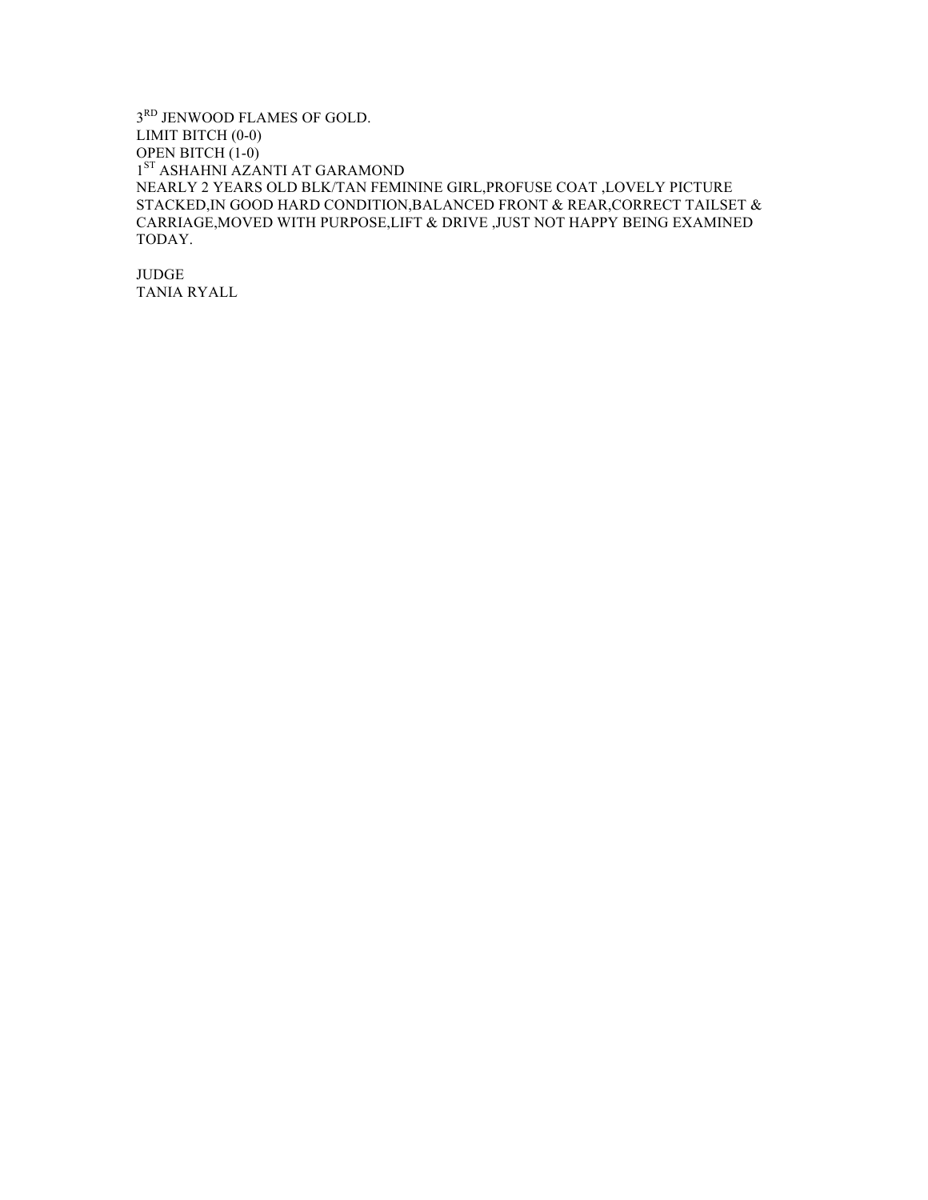3RD JENWOOD FLAMES OF GOLD.
LIMIT BITCH (0-0)
OPEN BITCH (1-0)
1ST ASHAHNI AZANTI AT GARAMOND
NEARLY 2 YEARS OLD BLK/TAN FEMININE GIRL,PROFUSE COAT ,LOVELY PICTURE STACKED,IN GOOD HARD CONDITION,BALANCED FRONT & REAR,CORRECT TAILSET & CARRIAGE,MOVED WITH PURPOSE,LIFT & DRIVE ,JUST NOT HAPPY BEING EXAMINED TODAY.

JUDGE
TANIA RYALL